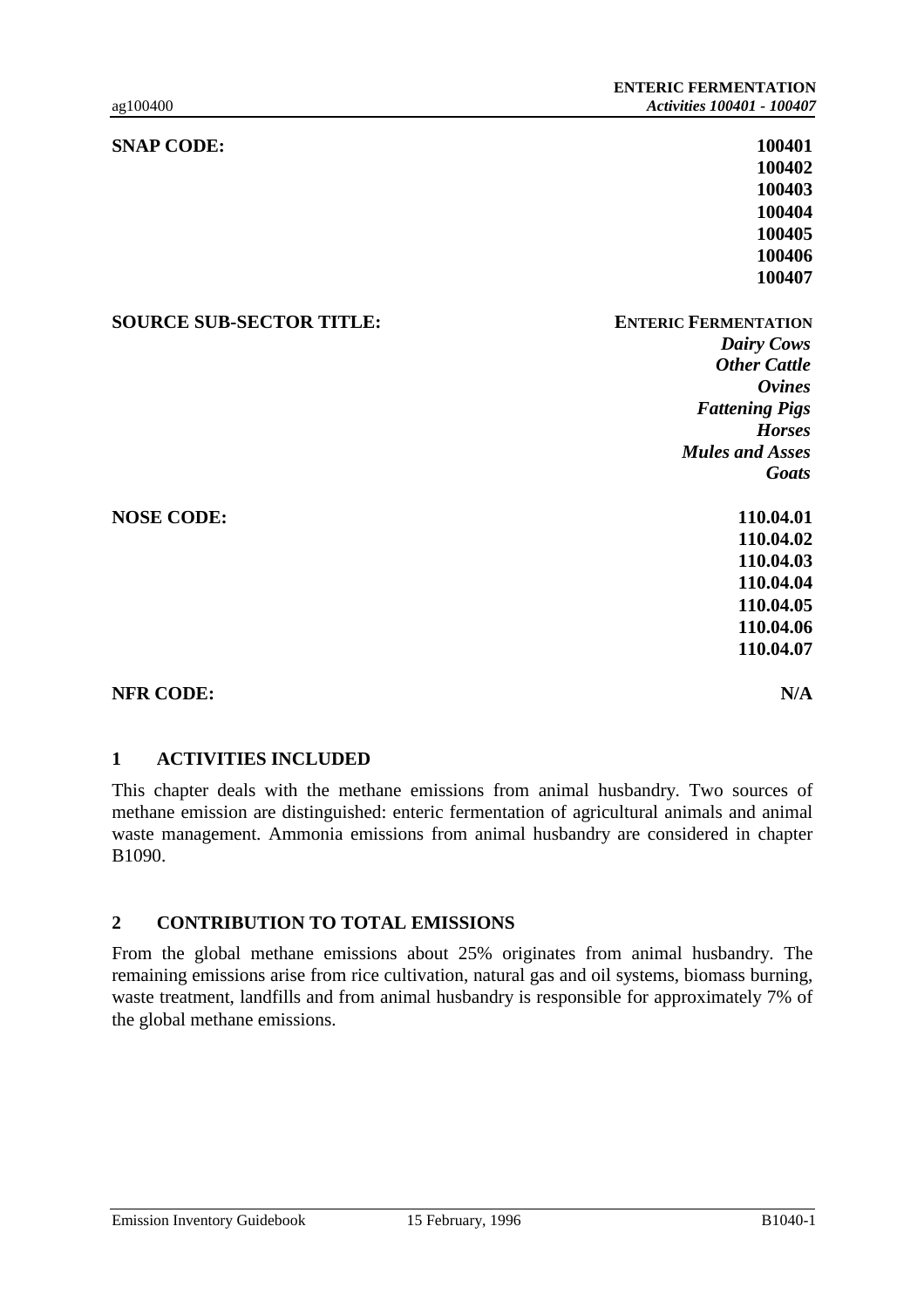**SNAP CODE:**

**100401**
**100402**
**100403**
**100404**
**100405**
**100406**
**100407**

**SOURCE SUB-SECTOR TITLE:**

**ENTERIC FERMENTATION**
***Dairy Cows***
***Other Cattle***
***Ovines***
***Fattening Pigs***
***Horses***
***Mules and Asses***
***Goats***

**NOSE CODE:**

**110.04.01**
**110.04.02**
**110.04.03**
**110.04.04**
**110.04.05**
**110.04.06**
**110.04.07**

**NFR CODE:** **N/A**

## 1 ACTIVITIES INCLUDED

This chapter deals with the methane emissions from animal husbandry. Two sources of methane emission are distinguished: enteric fermentation of agricultural animals and animal waste management. Ammonia emissions from animal husbandry are considered in chapter B1090.

## 2 CONTRIBUTION TO TOTAL EMISSIONS

From the global methane emissions about 25% originates from animal husbandry. The remaining emissions arise from rice cultivation, natural gas and oil systems, biomass burning, waste treatment, landfills and from animal husbandry is responsible for approximately 7% of the global methane emissions.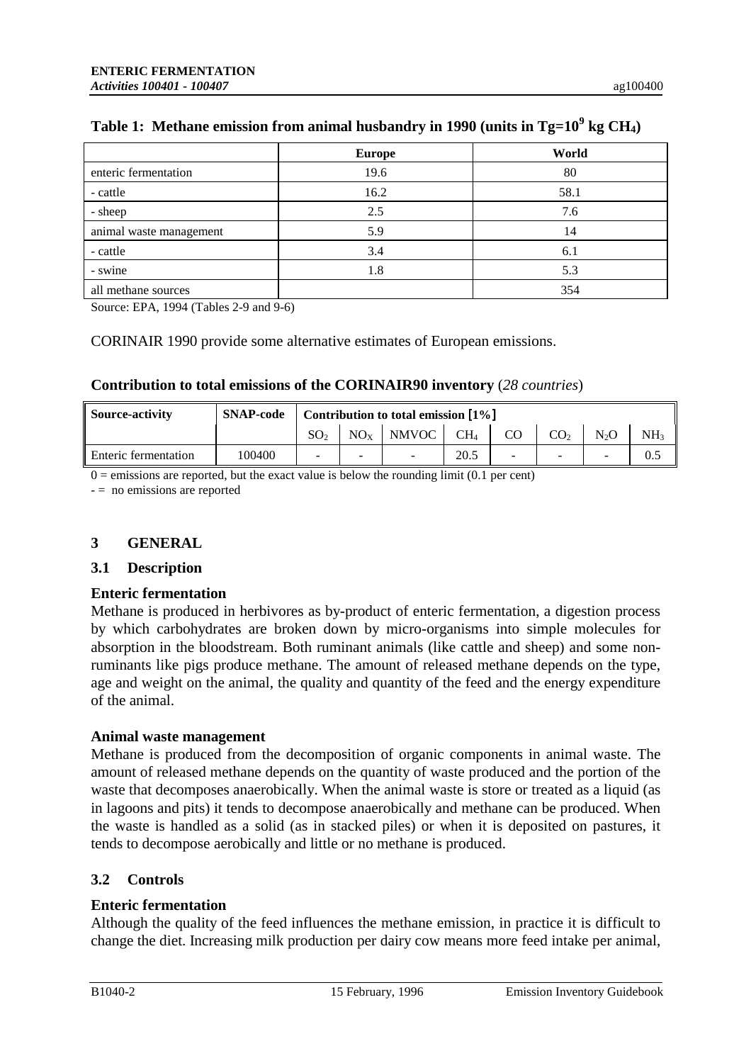**Table 1: Methane emission from animal husbandry in 1990 (units in $Tg=10^9$ kg $CH_4$)**

| | Europe | World |
|---|---|---|
| enteric fermentation | 19.6 | 80 |
| - cattle | 16.2 | 58.1 |
| - sheep | 2.5 | 7.6 |
| animal waste management | 5.9 | 14 |
| - cattle | 3.4 | 6.1 |
| - swine | 1.8 | 5.3 |
| all methane sources | | 354 |

Source: EPA, 1994 (Tables 2-9 and 9-6)

CORINAIR 1990 provide some alternative estimates of European emissions.

**Contribution to total emissions of the CORINAIR90 inventory** (*28 countries*)

| Source-activity | SNAP-code | Contribution to total emission [1%] | | | | | | | |
|---|---|---|---|---|---|---|---|---|---|
| | | $SO_2$ | $NO_X$ | NMVOC | $CH_4$ | CO | $CO_2$ | $N_2O$ | $NH_3$ |
| Enteric fermentation | 100400 | - | - | - | 20.5 | - | - | - | 0.5 |

0 = emissions are reported, but the exact value is below the rounding limit (0.1 per cent)

- = no emissions are reported

## 3 GENERAL

### 3.1 Description

**Enteric fermentation**

Methane is produced in herbivores as by-product of enteric fermentation, a digestion process by which carbohydrates are broken down by micro-organisms into simple molecules for absorption in the bloodstream. Both ruminant animals (like cattle and sheep) and some non-ruminants like pigs produce methane. The amount of released methane depends on the type, age and weight on the animal, the quality and quantity of the feed and the energy expenditure of the animal.

**Animal waste management**

Methane is produced from the decomposition of organic components in animal waste. The amount of released methane depends on the quantity of waste produced and the portion of the waste that decomposes anaerobically. When the animal waste is store or treated as a liquid (as in lagoons and pits) it tends to decompose anaerobically and methane can be produced. When the waste is handled as a solid (as in stacked piles) or when it is deposited on pastures, it tends to decompose aerobically and little or no methane is produced.

### 3.2 Controls

**Enteric fermentation**

Although the quality of the feed influences the methane emission, in practice it is difficult to change the diet. Increasing milk production per dairy cow means more feed intake per animal,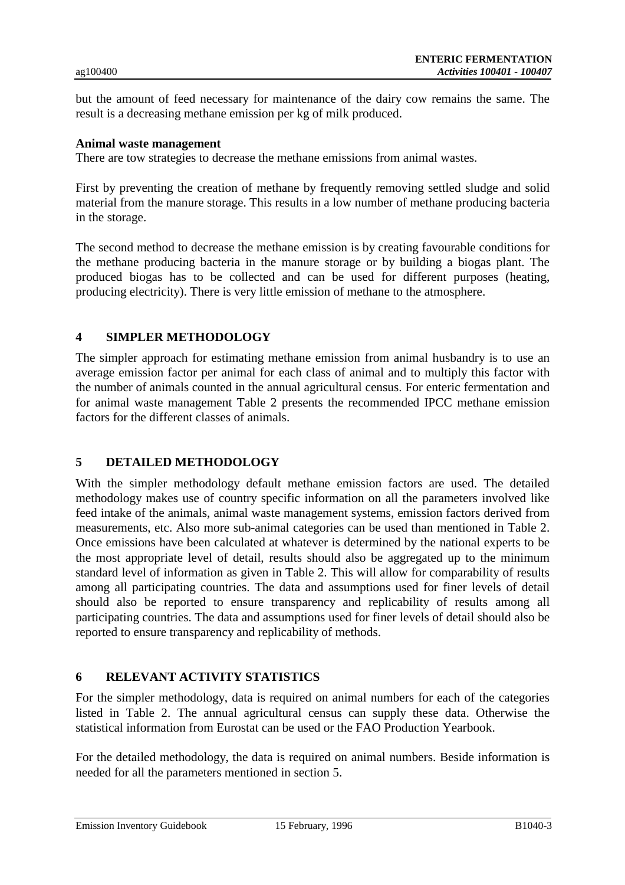but the amount of feed necessary for maintenance of the dairy cow remains the same. The result is a decreasing methane emission per kg of milk produced.

**Animal waste management**

There are tow strategies to decrease the methane emissions from animal wastes.

First by preventing the creation of methane by frequently removing settled sludge and solid material from the manure storage. This results in a low number of methane producing bacteria in the storage.

The second method to decrease the methane emission is by creating favourable conditions for the methane producing bacteria in the manure storage or by building a biogas plant. The produced biogas has to be collected and can be used for different purposes (heating, producing electricity). There is very little emission of methane to the atmosphere.

## 4 SIMPLER METHODOLOGY

The simpler approach for estimating methane emission from animal husbandry is to use an average emission factor per animal for each class of animal and to multiply this factor with the number of animals counted in the annual agricultural census. For enteric fermentation and for animal waste management Table 2 presents the recommended IPCC methane emission factors for the different classes of animals.

## 5 DETAILED METHODOLOGY

With the simpler methodology default methane emission factors are used. The detailed methodology makes use of country specific information on all the parameters involved like feed intake of the animals, animal waste management systems, emission factors derived from measurements, etc. Also more sub-animal categories can be used than mentioned in Table 2. Once emissions have been calculated at whatever is determined by the national experts to be the most appropriate level of detail, results should also be aggregated up to the minimum standard level of information as given in Table 2. This will allow for comparability of results among all participating countries. The data and assumptions used for finer levels of detail should also be reported to ensure transparency and replicability of results among all participating countries. The data and assumptions used for finer levels of detail should also be reported to ensure transparency and replicability of methods.

## 6 RELEVANT ACTIVITY STATISTICS

For the simpler methodology, data is required on animal numbers for each of the categories listed in Table 2. The annual agricultural census can supply these data. Otherwise the statistical information from Eurostat can be used or the FAO Production Yearbook.

For the detailed methodology, the data is required on animal numbers. Beside information is needed for all the parameters mentioned in section 5.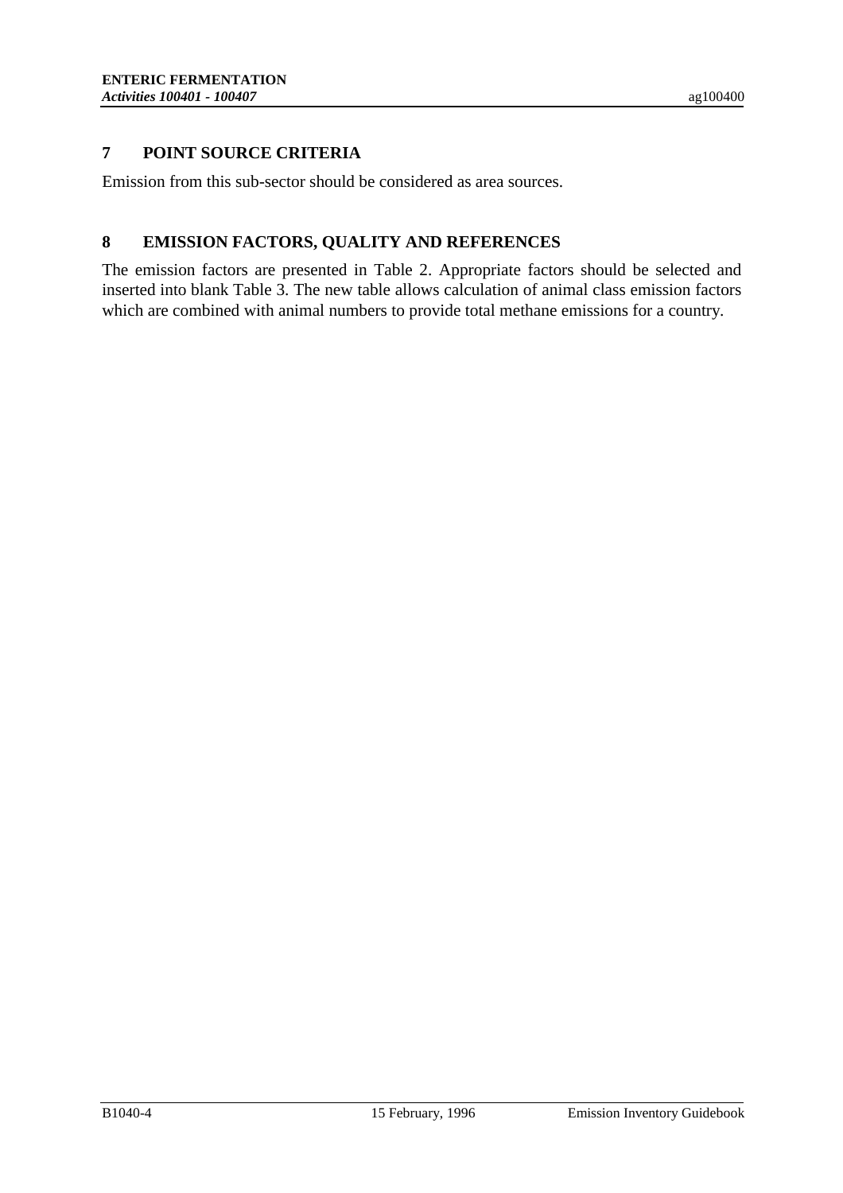## 7 POINT SOURCE CRITERIA

Emission from this sub-sector should be considered as area sources.

## 8 EMISSION FACTORS, QUALITY AND REFERENCES

The emission factors are presented in Table 2. Appropriate factors should be selected and inserted into blank Table 3. The new table allows calculation of animal class emission factors which are combined with animal numbers to provide total methane emissions for a country.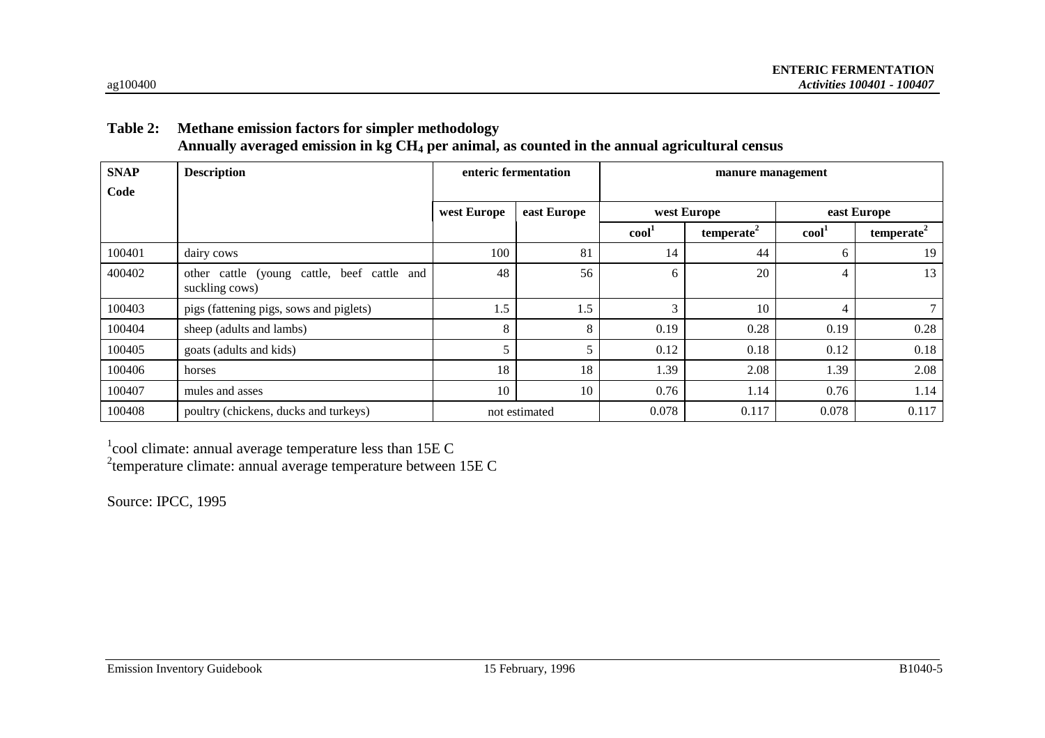**Table 2: Methane emission factors for simpler methodology**
**Annually averaged emission in kg $CH_4$ per animal, as counted in the annual agricultural census**

| SNAP Code | Description | enteric fermentation | | manure management | | | |
|---|---|---|---|---|---|---|---|
| | | west Europe | east Europe | west Europe | | east Europe | |
| | | | | cool[1] | temperate[2] | cool[1] | temperate[2] |
| 100401 | dairy cows | 100 | 81 | 14 | 44 | 6 | 19 |
| 400402 | other cattle (young cattle, beef cattle and suckling cows) | 48 | 56 | 6 | 20 | 4 | 13 |
| 100403 | pigs (fattening pigs, sows and piglets) | 1.5 | 1.5 | 3 | 10 | 4 | 7 |
| 100404 | sheep (adults and lambs) | 8 | 8 | 0.19 | 0.28 | 0.19 | 0.28 |
| 100405 | goats (adults and kids) | 5 | 5 | 0.12 | 0.18 | 0.12 | 0.18 |
| 100406 | horses | 18 | 18 | 1.39 | 2.08 | 1.39 | 2.08 |
| 100407 | mules and asses | 10 | 10 | 0.76 | 1.14 | 0.76 | 1.14 |
| 100408 | poultry (chickens, ducks and turkeys) | not estimated | | 0.078 | 0.117 | 0.078 | 0.117 |

[1]cool climate: annual average temperature less than 15E C
[2]temperature climate: annual average temperature between 15E C

Source: IPCC, 1995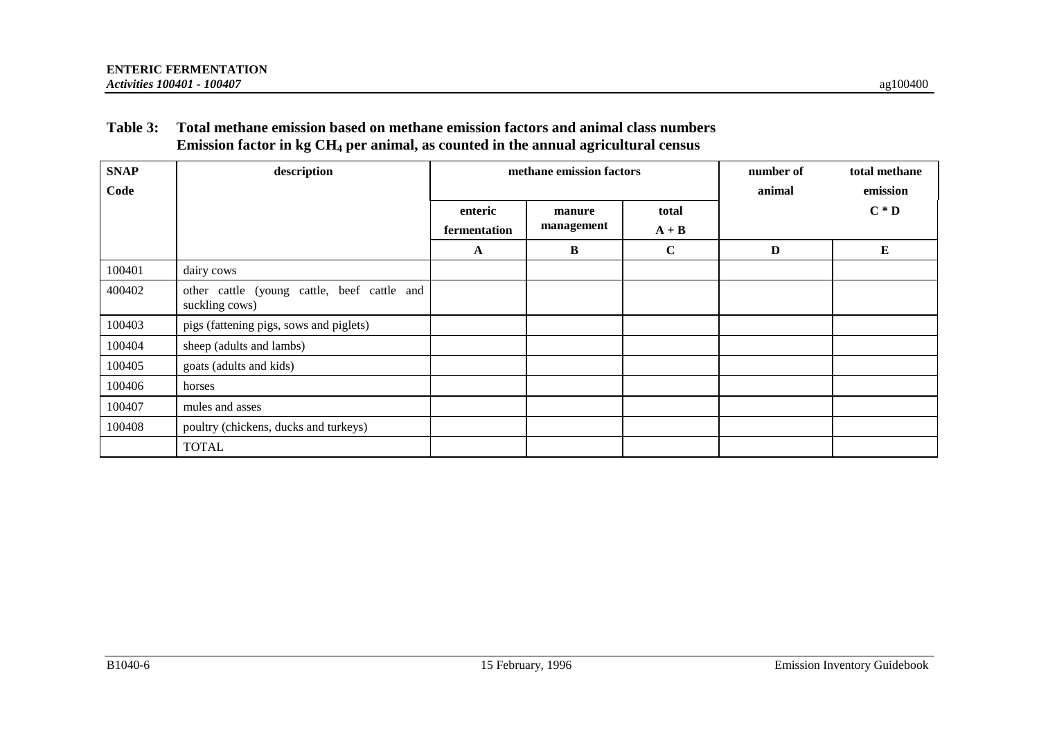**Table 3: Total methane emission based on methane emission factors and animal class numbers**
**Emission factor in kg $CH_4$ per animal, as counted in the annual agricultural census**

| SNAP Code | description | methane emission factors | | | number of animal | total methane emission |
|---|---|---|---|---|---|---|
| | | enteric fermentation | manure management | total A + B | | C * D |
| | | A | B | C | D | E |
| 100401 | dairy cows | | | | | |
| 400402 | other cattle (young cattle, beef cattle and suckling cows) | | | | | |
| 100403 | pigs (fattening pigs, sows and piglets) | | | | | |
| 100404 | sheep (adults and lambs) | | | | | |
| 100405 | goats (adults and kids) | | | | | |
| 100406 | horses | | | | | |
| 100407 | mules and asses | | | | | |
| 100408 | poultry (chickens, ducks and turkeys) | | | | | |
| | TOTAL | | | | | |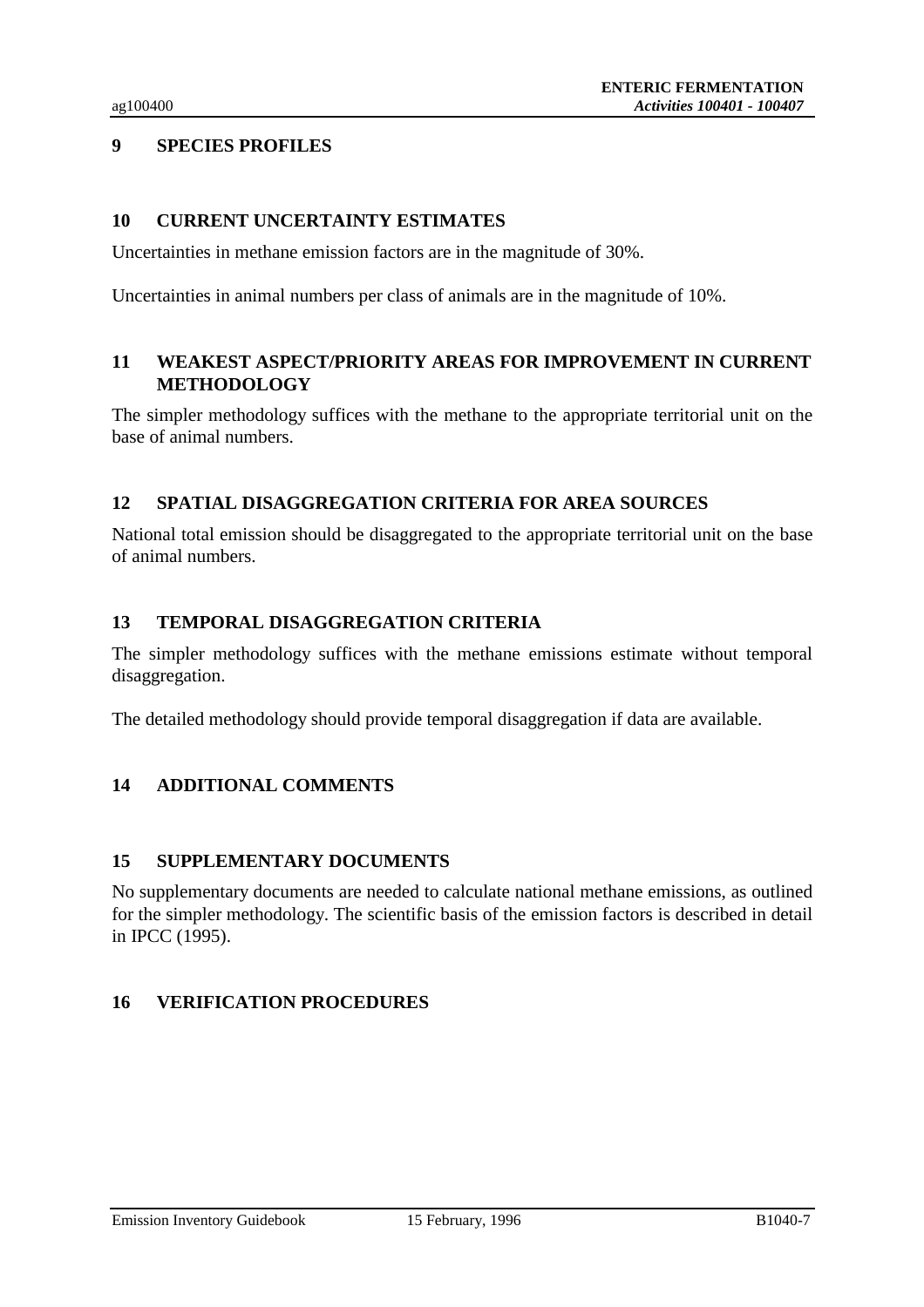## 9 SPECIES PROFILES

## 10 CURRENT UNCERTAINTY ESTIMATES

Uncertainties in methane emission factors are in the magnitude of 30%.

Uncertainties in animal numbers per class of animals are in the magnitude of 10%.

## 11 WEAKEST ASPECT/PRIORITY AREAS FOR IMPROVEMENT IN CURRENT METHODOLOGY

The simpler methodology suffices with the methane to the appropriate territorial unit on the base of animal numbers.

## 12 SPATIAL DISAGGREGATION CRITERIA FOR AREA SOURCES

National total emission should be disaggregated to the appropriate territorial unit on the base of animal numbers.

## 13 TEMPORAL DISAGGREGATION CRITERIA

The simpler methodology suffices with the methane emissions estimate without temporal disaggregation.

The detailed methodology should provide temporal disaggregation if data are available.

## 14 ADDITIONAL COMMENTS

## 15 SUPPLEMENTARY DOCUMENTS

No supplementary documents are needed to calculate national methane emissions, as outlined for the simpler methodology. The scientific basis of the emission factors is described in detail in IPCC (1995).

## 16 VERIFICATION PROCEDURES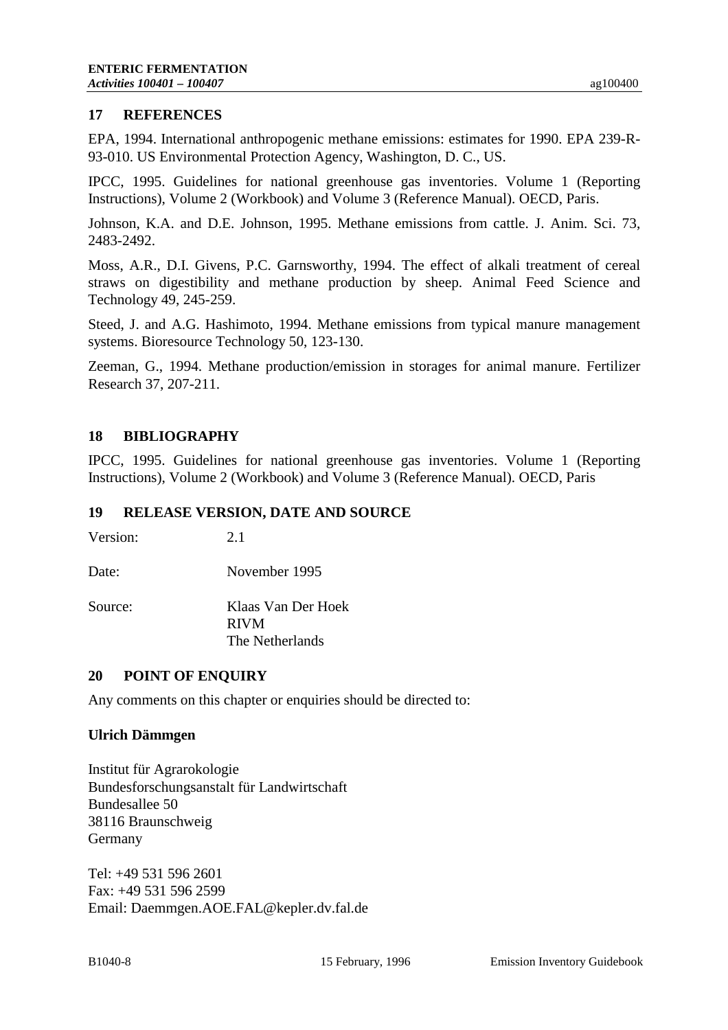## 17 REFERENCES

EPA, 1994. International anthropogenic methane emissions: estimates for 1990. EPA 239-R-93-010. US Environmental Protection Agency, Washington, D. C., US.

IPCC, 1995. Guidelines for national greenhouse gas inventories. Volume 1 (Reporting Instructions), Volume 2 (Workbook) and Volume 3 (Reference Manual). OECD, Paris.

Johnson, K.A. and D.E. Johnson, 1995. Methane emissions from cattle. J. Anim. Sci. 73, 2483-2492.

Moss, A.R., D.I. Givens, P.C. Garnsworthy, 1994. The effect of alkali treatment of cereal straws on digestibility and methane production by sheep. Animal Feed Science and Technology 49, 245-259.

Steed, J. and A.G. Hashimoto, 1994. Methane emissions from typical manure management systems. Bioresource Technology 50, 123-130.

Zeeman, G., 1994. Methane production/emission in storages for animal manure. Fertilizer Research 37, 207-211.

## 18 BIBLIOGRAPHY

IPCC, 1995. Guidelines for national greenhouse gas inventories. Volume 1 (Reporting Instructions), Volume 2 (Workbook) and Volume 3 (Reference Manual). OECD, Paris

## 19 RELEASE VERSION, DATE AND SOURCE

Version: 2.1

Date: November 1995

Source: Klaas Van Der Hoek
RIVM
The Netherlands

## 20 POINT OF ENQUIRY

Any comments on this chapter or enquiries should be directed to:

**Ulrich Dämmgen**

Institut für Agrarokologie
Bundesforschungsanstalt für Landwirtschaft
Bundesallee 50
38116 Braunschweig
Germany

Tel: +49 531 596 2601
Fax: +49 531 596 2599
Email: Daemmgen.AOE.FAL@kepler.dv.fal.de